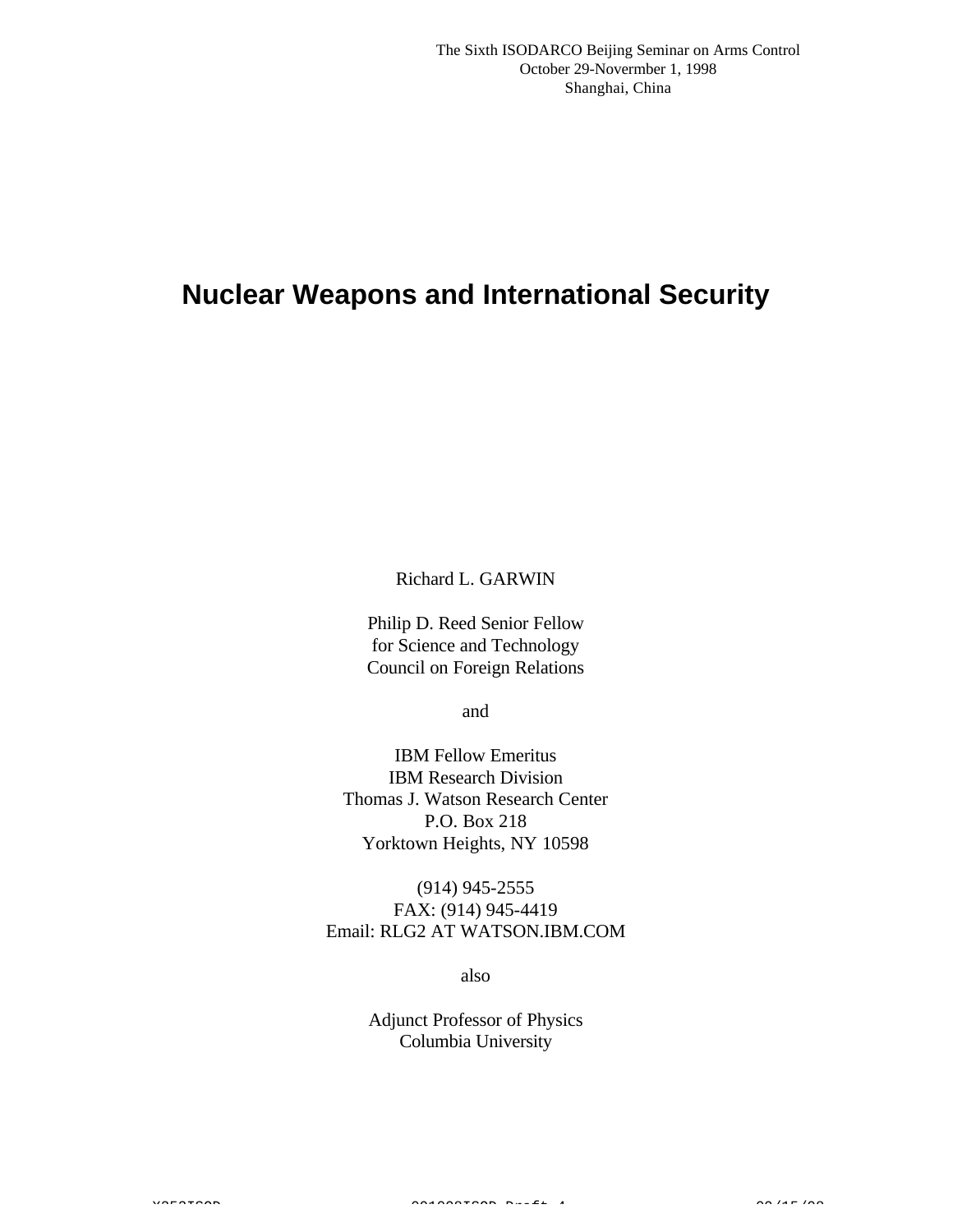The Sixth ISODARCO Beijing Seminar on Arms Control
October 29-Novermber 1, 1998
Shanghai, China

# Nuclear Weapons and International Security

Richard L. GARWIN

Philip D. Reed Senior Fellow
for Science and Technology
Council on Foreign Relations

and

IBM Fellow Emeritus
IBM Research Division
Thomas J. Watson Research Center
P.O. Box 218
Yorktown Heights, NY 10598

(914) 945-2555
FAX: (914) 945-4419
Email: RLG2 AT WATSON.IBM.COM

also

Adjunct Professor of Physics
Columbia University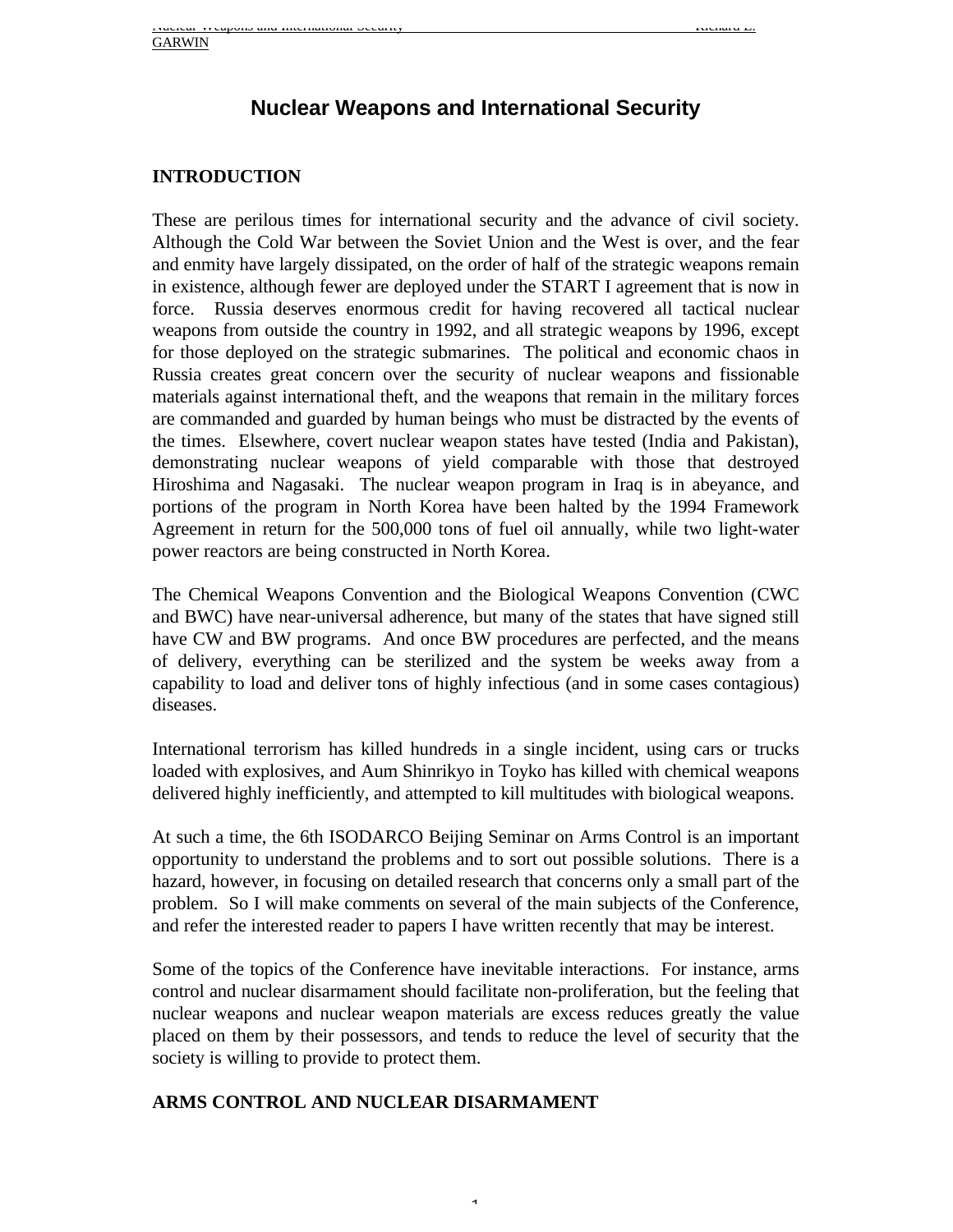# Nuclear Weapons and International Security

## INTRODUCTION

These are perilous times for international security and the advance of civil society. Although the Cold War between the Soviet Union and the West is over, and the fear and enmity have largely dissipated, on the order of half of the strategic weapons remain in existence, although fewer are deployed under the START I agreement that is now in force. Russia deserves enormous credit for having recovered all tactical nuclear weapons from outside the country in 1992, and all strategic weapons by 1996, except for those deployed on the strategic submarines. The political and economic chaos in Russia creates great concern over the security of nuclear weapons and fissionable materials against international theft, and the weapons that remain in the military forces are commanded and guarded by human beings who must be distracted by the events of the times. Elsewhere, covert nuclear weapon states have tested (India and Pakistan), demonstrating nuclear weapons of yield comparable with those that destroyed Hiroshima and Nagasaki. The nuclear weapon program in Iraq is in abeyance, and portions of the program in North Korea have been halted by the 1994 Framework Agreement in return for the 500,000 tons of fuel oil annually, while two light-water power reactors are being constructed in North Korea.

The Chemical Weapons Convention and the Biological Weapons Convention (CWC and BWC) have near-universal adherence, but many of the states that have signed still have CW and BW programs. And once BW procedures are perfected, and the means of delivery, everything can be sterilized and the system be weeks away from a capability to load and deliver tons of highly infectious (and in some cases contagious) diseases.

International terrorism has killed hundreds in a single incident, using cars or trucks loaded with explosives, and Aum Shinrikyo in Toyko has killed with chemical weapons delivered highly inefficiently, and attempted to kill multitudes with biological weapons.

At such a time, the 6th ISODARCO Beijing Seminar on Arms Control is an important opportunity to understand the problems and to sort out possible solutions. There is a hazard, however, in focusing on detailed research that concerns only a small part of the problem. So I will make comments on several of the main subjects of the Conference, and refer the interested reader to papers I have written recently that may be interest.

Some of the topics of the Conference have inevitable interactions. For instance, arms control and nuclear disarmament should facilitate non-proliferation, but the feeling that nuclear weapons and nuclear weapon materials are excess reduces greatly the value placed on them by their possessors, and tends to reduce the level of security that the society is willing to provide to protect them.

## ARMS CONTROL AND NUCLEAR DISARMAMENT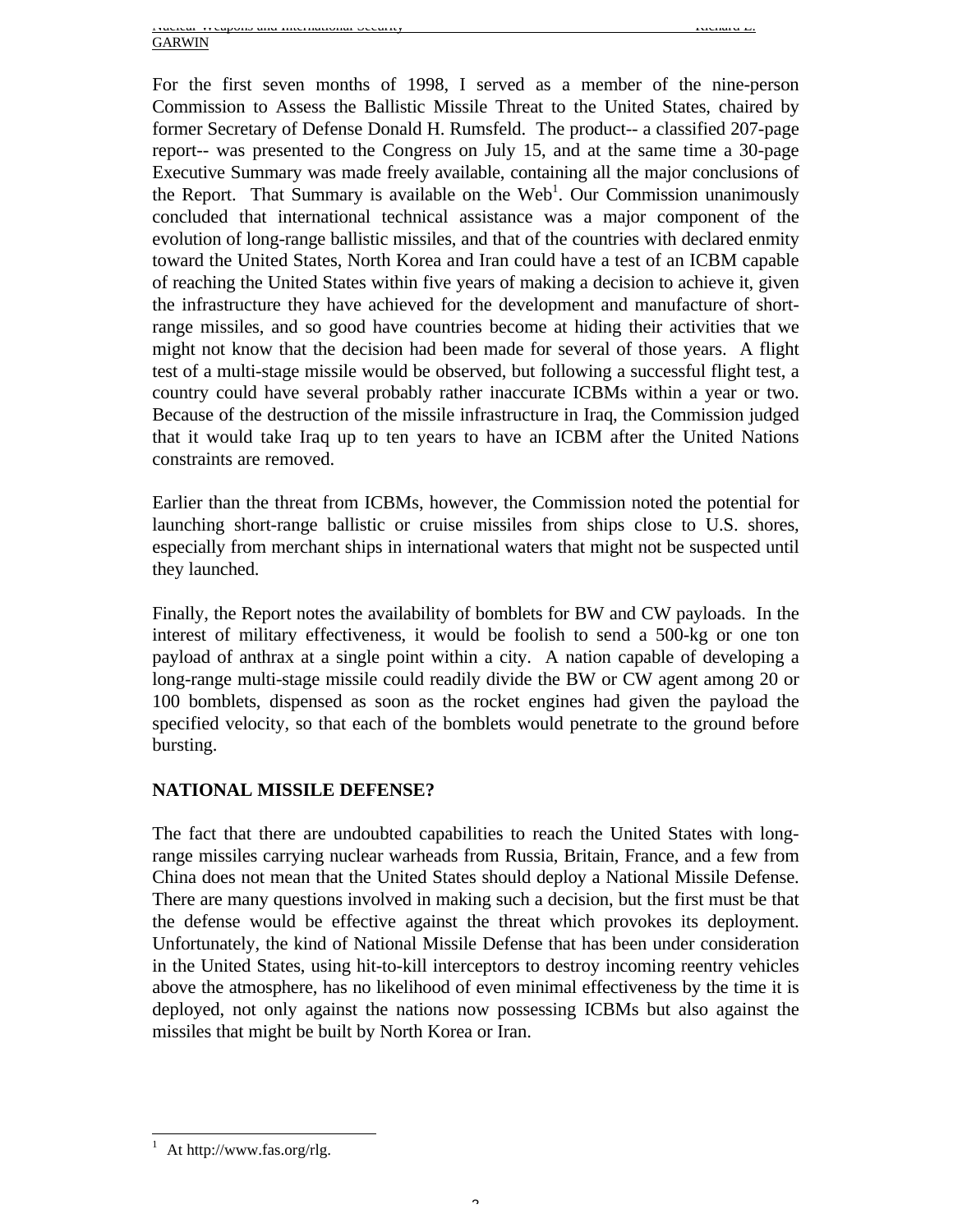For the first seven months of 1998, I served as a member of the nine-person Commission to Assess the Ballistic Missile Threat to the United States, chaired by former Secretary of Defense Donald H. Rumsfeld. The product-- a classified 207-page report-- was presented to the Congress on July 15, and at the same time a 30-page Executive Summary was made freely available, containing all the major conclusions of the Report. That Summary is available on the Web[1]. Our Commission unanimously concluded that international technical assistance was a major component of the evolution of long-range ballistic missiles, and that of the countries with declared enmity toward the United States, North Korea and Iran could have a test of an ICBM capable of reaching the United States within five years of making a decision to achieve it, given the infrastructure they have achieved for the development and manufacture of short-range missiles, and so good have countries become at hiding their activities that we might not know that the decision had been made for several of those years. A flight test of a multi-stage missile would be observed, but following a successful flight test, a country could have several probably rather inaccurate ICBMs within a year or two. Because of the destruction of the missile infrastructure in Iraq, the Commission judged that it would take Iraq up to ten years to have an ICBM after the United Nations constraints are removed.

Earlier than the threat from ICBMs, however, the Commission noted the potential for launching short-range ballistic or cruise missiles from ships close to U.S. shores, especially from merchant ships in international waters that might not be suspected until they launched.

Finally, the Report notes the availability of bomblets for BW and CW payloads. In the interest of military effectiveness, it would be foolish to send a 500-kg or one ton payload of anthrax at a single point within a city. A nation capable of developing a long-range multi-stage missile could readily divide the BW or CW agent among 20 or 100 bomblets, dispensed as soon as the rocket engines had given the payload the specified velocity, so that each of the bomblets would penetrate to the ground before bursting.

## NATIONAL MISSILE DEFENSE?

The fact that there are undoubted capabilities to reach the United States with long-range missiles carrying nuclear warheads from Russia, Britain, France, and a few from China does not mean that the United States should deploy a National Missile Defense. There are many questions involved in making such a decision, but the first must be that the defense would be effective against the threat which provokes its deployment. Unfortunately, the kind of National Missile Defense that has been under consideration in the United States, using hit-to-kill interceptors to destroy incoming reentry vehicles above the atmosphere, has no likelihood of even minimal effectiveness by the time it is deployed, not only against the nations now possessing ICBMs but also against the missiles that might be built by North Korea or Iran.

---

[1] At http://www.fas.org/rlg.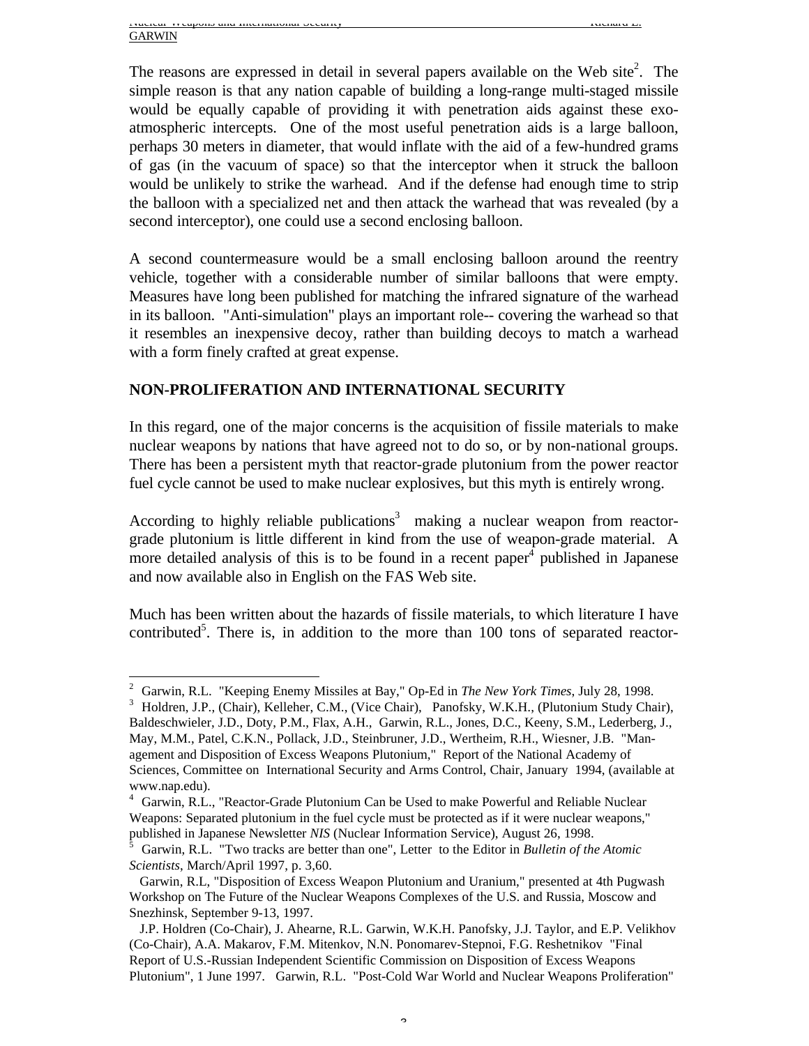The reasons are expressed in detail in several papers available on the Web site[2]. The simple reason is that any nation capable of building a long-range multi-staged missile would be equally capable of providing it with penetration aids against these exo-atmospheric intercepts. One of the most useful penetration aids is a large balloon, perhaps 30 meters in diameter, that would inflate with the aid of a few-hundred grams of gas (in the vacuum of space) so that the interceptor when it struck the balloon would be unlikely to strike the warhead. And if the defense had enough time to strip the balloon with a specialized net and then attack the warhead that was revealed (by a second interceptor), one could use a second enclosing balloon.

A second countermeasure would be a small enclosing balloon around the reentry vehicle, together with a considerable number of similar balloons that were empty. Measures have long been published for matching the infrared signature of the warhead in its balloon. "Anti-simulation" plays an important role-- covering the warhead so that it resembles an inexpensive decoy, rather than building decoys to match a warhead with a form finely crafted at great expense.

## NON-PROLIFERATION AND INTERNATIONAL SECURITY

In this regard, one of the major concerns is the acquisition of fissile materials to make nuclear weapons by nations that have agreed not to do so, or by non-national groups. There has been a persistent myth that reactor-grade plutonium from the power reactor fuel cycle cannot be used to make nuclear explosives, but this myth is entirely wrong.

According to highly reliable publications[3] making a nuclear weapon from reactor-grade plutonium is little different in kind from the use of weapon-grade material. A more detailed analysis of this is to be found in a recent paper[4] published in Japanese and now available also in English on the FAS Web site.

Much has been written about the hazards of fissile materials, to which literature I have contributed[5]. There is, in addition to the more than 100 tons of separated reactor-

---

[2] Garwin, R.L. "Keeping Enemy Missiles at Bay," Op-Ed in *The New York Times*, July 28, 1998.

[3] Holdren, J.P., (Chair), Kelleher, C.M., (Vice Chair), Panofsky, W.K.H., (Plutonium Study Chair), Baldeschwieler, J.D., Doty, P.M., Flax, A.H., Garwin, R.L., Jones, D.C., Keeny, S.M., Lederberg, J., May, M.M., Patel, C.K.N., Pollack, J.D., Steinbruner, J.D., Wertheim, R.H., Wiesner, J.B. "Management and Disposition of Excess Weapons Plutonium," Report of the National Academy of Sciences, Committee on International Security and Arms Control, Chair, January 1994, (available at www.nap.edu).

[4] Garwin, R.L., "Reactor-Grade Plutonium Can be Used to make Powerful and Reliable Nuclear Weapons: Separated plutonium in the fuel cycle must be protected as if it were nuclear weapons," published in Japanese Newsletter *NIS* (Nuclear Information Service), August 26, 1998.

[5] Garwin, R.L. "Two tracks are better than one", Letter to the Editor in *Bulletin of the Atomic Scientists*, March/April 1997, p. 3,60.

Garwin, R.L, "Disposition of Excess Weapon Plutonium and Uranium," presented at 4th Pugwash Workshop on The Future of the Nuclear Weapons Complexes of the U.S. and Russia, Moscow and Snezhinsk, September 9-13, 1997.

J.P. Holdren (Co-Chair), J. Ahearne, R.L. Garwin, W.K.H. Panofsky, J.J. Taylor, and E.P. Velikhov (Co-Chair), A.A. Makarov, F.M. Mitenkov, N.N. Ponomarev-Stepnoi, F.G. Reshetnikov "Final Report of U.S.-Russian Independent Scientific Commission on Disposition of Excess Weapons Plutonium", 1 June 1997. Garwin, R.L. "Post-Cold War World and Nuclear Weapons Proliferation"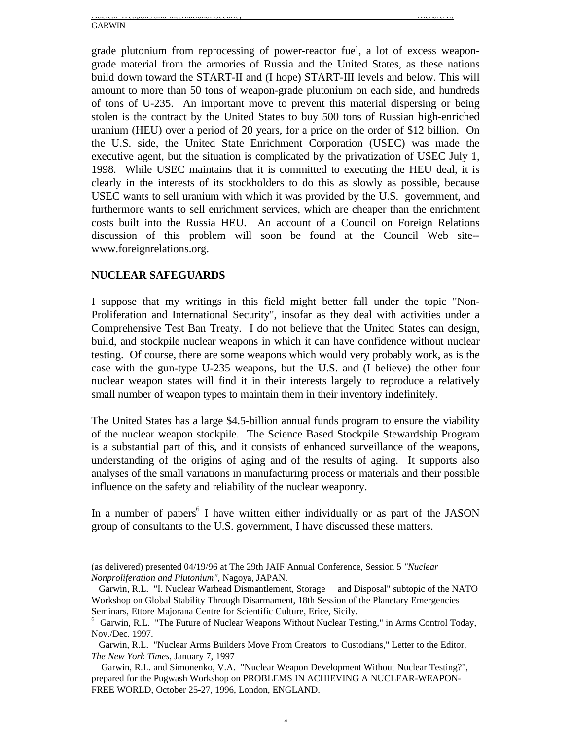grade plutonium from reprocessing of power-reactor fuel, a lot of excess weapon-grade material from the armories of Russia and the United States, as these nations build down toward the START-II and (I hope) START-III levels and below. This will amount to more than 50 tons of weapon-grade plutonium on each side, and hundreds of tons of U-235. An important move to prevent this material dispersing or being stolen is the contract by the United States to buy 500 tons of Russian high-enriched uranium (HEU) over a period of 20 years, for a price on the order of $12 billion. On the U.S. side, the United State Enrichment Corporation (USEC) was made the executive agent, but the situation is complicated by the privatization of USEC July 1, 1998. While USEC maintains that it is committed to executing the HEU deal, it is clearly in the interests of its stockholders to do this as slowly as possible, because USEC wants to sell uranium with which it was provided by the U.S. government, and furthermore wants to sell enrichment services, which are cheaper than the enrichment costs built into the Russia HEU. An account of a Council on Foreign Relations discussion of this problem will soon be found at the Council Web site--www.foreignrelations.org.

## NUCLEAR SAFEGUARDS

I suppose that my writings in this field might better fall under the topic "Non-Proliferation and International Security", insofar as they deal with activities under a Comprehensive Test Ban Treaty. I do not believe that the United States can design, build, and stockpile nuclear weapons in which it can have confidence without nuclear testing. Of course, there are some weapons which would very probably work, as is the case with the gun-type U-235 weapons, but the U.S. and (I believe) the other four nuclear weapon states will find it in their interests largely to reproduce a relatively small number of weapon types to maintain them in their inventory indefinitely.

The United States has a large $4.5-billion annual funds program to ensure the viability of the nuclear weapon stockpile. The Science Based Stockpile Stewardship Program is a substantial part of this, and it consists of enhanced surveillance of the weapons, understanding of the origins of aging and of the results of aging. It supports also analyses of the small variations in manufacturing process or materials and their possible influence on the safety and reliability of the nuclear weaponry.

In a number of papers[6] I have written either individually or as part of the JASON group of consultants to the U.S. government, I have discussed these matters.

---

(as delivered) presented 04/19/96 at The 29th JAIF Annual Conference, Session 5 *"Nuclear Nonproliferation and Plutonium"*, Nagoya, JAPAN.

Garwin, R.L. "I. Nuclear Warhead Dismantlement, Storage and Disposal" subtopic of the NATO Workshop on Global Stability Through Disarmament, 18th Session of the Planetary Emergencies Seminars, Ettore Majorana Centre for Scientific Culture, Erice, Sicily.

[6] Garwin, R.L. "The Future of Nuclear Weapons Without Nuclear Testing," in Arms Control Today, Nov./Dec. 1997.

Garwin, R.L. "Nuclear Arms Builders Move From Creators to Custodians," Letter to the Editor, *The New York Times*, January 7, 1997

Garwin, R.L. and Simonenko, V.A. "Nuclear Weapon Development Without Nuclear Testing?", prepared for the Pugwash Workshop on PROBLEMS IN ACHIEVING A NUCLEAR-WEAPON-FREE WORLD, October 25-27, 1996, London, ENGLAND.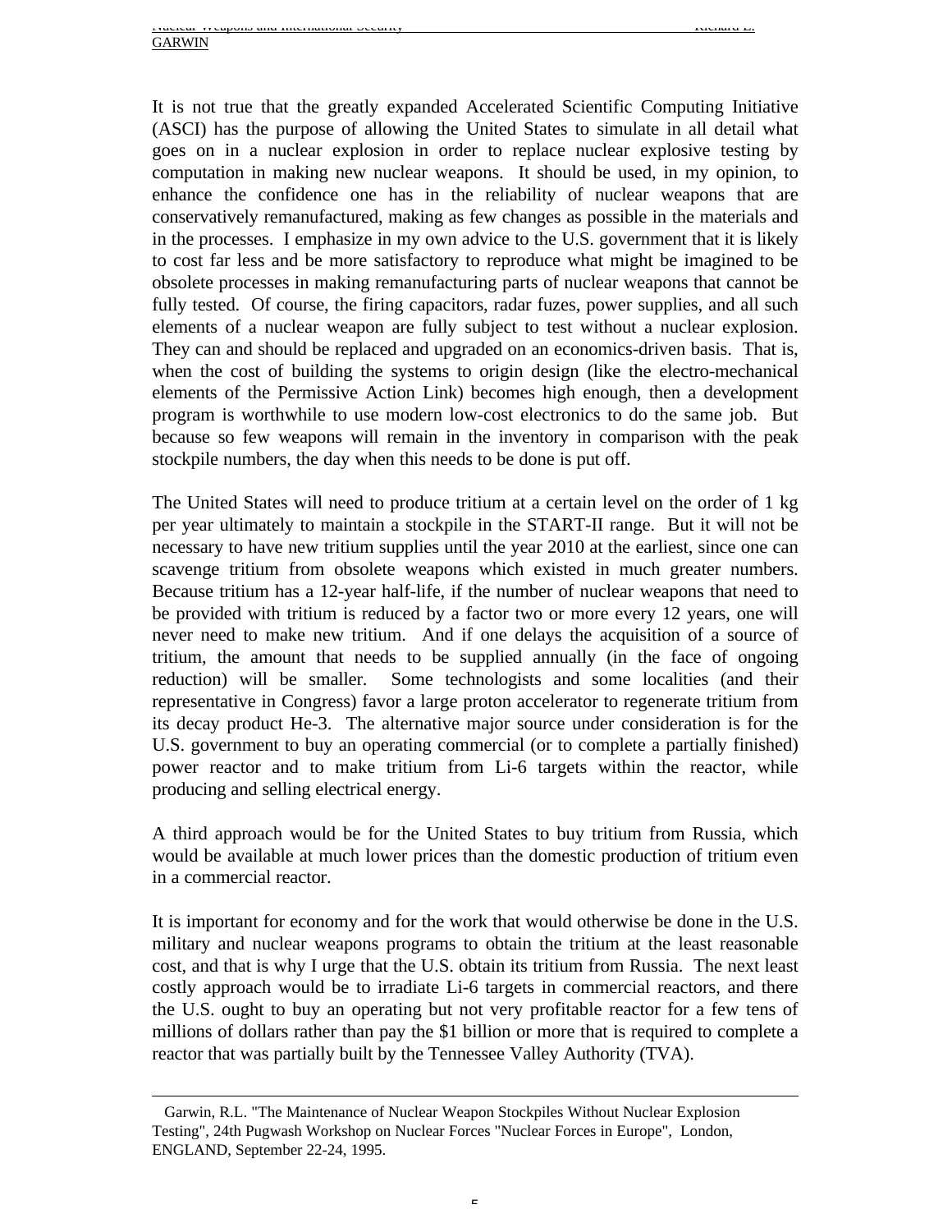It is not true that the greatly expanded Accelerated Scientific Computing Initiative (ASCI) has the purpose of allowing the United States to simulate in all detail what goes on in a nuclear explosion in order to replace nuclear explosive testing by computation in making new nuclear weapons. It should be used, in my opinion, to enhance the confidence one has in the reliability of nuclear weapons that are conservatively remanufactured, making as few changes as possible in the materials and in the processes. I emphasize in my own advice to the U.S. government that it is likely to cost far less and be more satisfactory to reproduce what might be imagined to be obsolete processes in making remanufacturing parts of nuclear weapons that cannot be fully tested. Of course, the firing capacitors, radar fuzes, power supplies, and all such elements of a nuclear weapon are fully subject to test without a nuclear explosion. They can and should be replaced and upgraded on an economics-driven basis. That is, when the cost of building the systems to origin design (like the electro-mechanical elements of the Permissive Action Link) becomes high enough, then a development program is worthwhile to use modern low-cost electronics to do the same job. But because so few weapons will remain in the inventory in comparison with the peak stockpile numbers, the day when this needs to be done is put off.

The United States will need to produce tritium at a certain level on the order of 1 kg per year ultimately to maintain a stockpile in the START-II range. But it will not be necessary to have new tritium supplies until the year 2010 at the earliest, since one can scavenge tritium from obsolete weapons which existed in much greater numbers. Because tritium has a 12-year half-life, if the number of nuclear weapons that need to be provided with tritium is reduced by a factor two or more every 12 years, one will never need to make new tritium. And if one delays the acquisition of a source of tritium, the amount that needs to be supplied annually (in the face of ongoing reduction) will be smaller. Some technologists and some localities (and their representative in Congress) favor a large proton accelerator to regenerate tritium from its decay product He-3. The alternative major source under consideration is for the U.S. government to buy an operating commercial (or to complete a partially finished) power reactor and to make tritium from Li-6 targets within the reactor, while producing and selling electrical energy.

A third approach would be for the United States to buy tritium from Russia, which would be available at much lower prices than the domestic production of tritium even in a commercial reactor.

It is important for economy and for the work that would otherwise be done in the U.S. military and nuclear weapons programs to obtain the tritium at the least reasonable cost, and that is why I urge that the U.S. obtain its tritium from Russia. The next least costly approach would be to irradiate Li-6 targets in commercial reactors, and there the U.S. ought to buy an operating but not very profitable reactor for a few tens of millions of dollars rather than pay the $1 billion or more that is required to complete a reactor that was partially built by the Tennessee Valley Authority (TVA).

---

Garwin, R.L. "The Maintenance of Nuclear Weapon Stockpiles Without Nuclear Explosion Testing", 24th Pugwash Workshop on Nuclear Forces "Nuclear Forces in Europe", London, ENGLAND, September 22-24, 1995.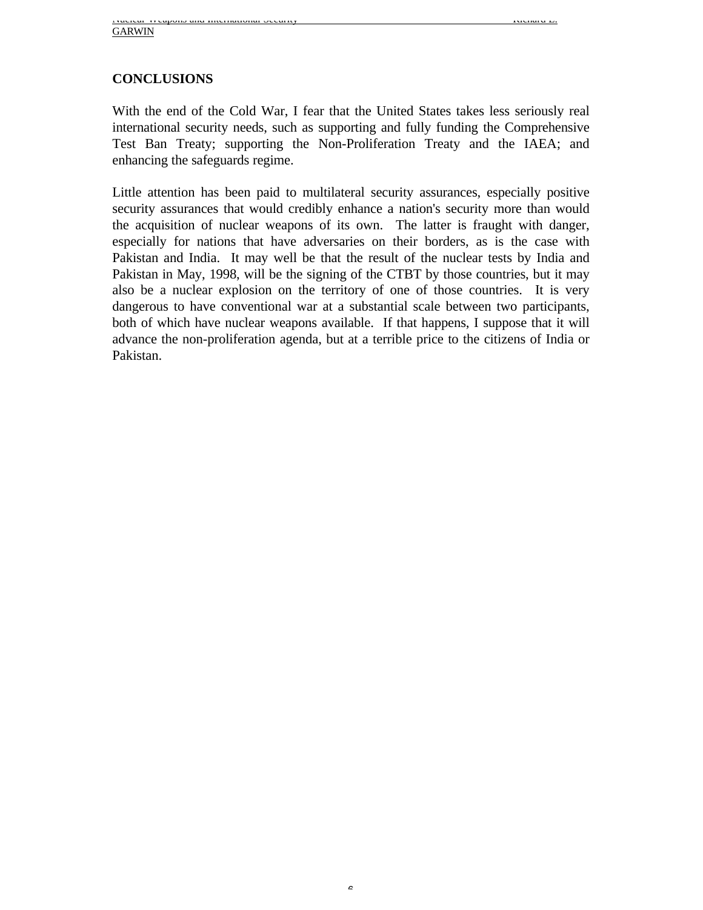## CONCLUSIONS

With the end of the Cold War, I fear that the United States takes less seriously real international security needs, such as supporting and fully funding the Comprehensive Test Ban Treaty; supporting the Non-Proliferation Treaty and the IAEA; and enhancing the safeguards regime.

Little attention has been paid to multilateral security assurances, especially positive security assurances that would credibly enhance a nation's security more than would the acquisition of nuclear weapons of its own. The latter is fraught with danger, especially for nations that have adversaries on their borders, as is the case with Pakistan and India. It may well be that the result of the nuclear tests by India and Pakistan in May, 1998, will be the signing of the CTBT by those countries, but it may also be a nuclear explosion on the territory of one of those countries. It is very dangerous to have conventional war at a substantial scale between two participants, both of which have nuclear weapons available. If that happens, I suppose that it will advance the non-proliferation agenda, but at a terrible price to the citizens of India or Pakistan.